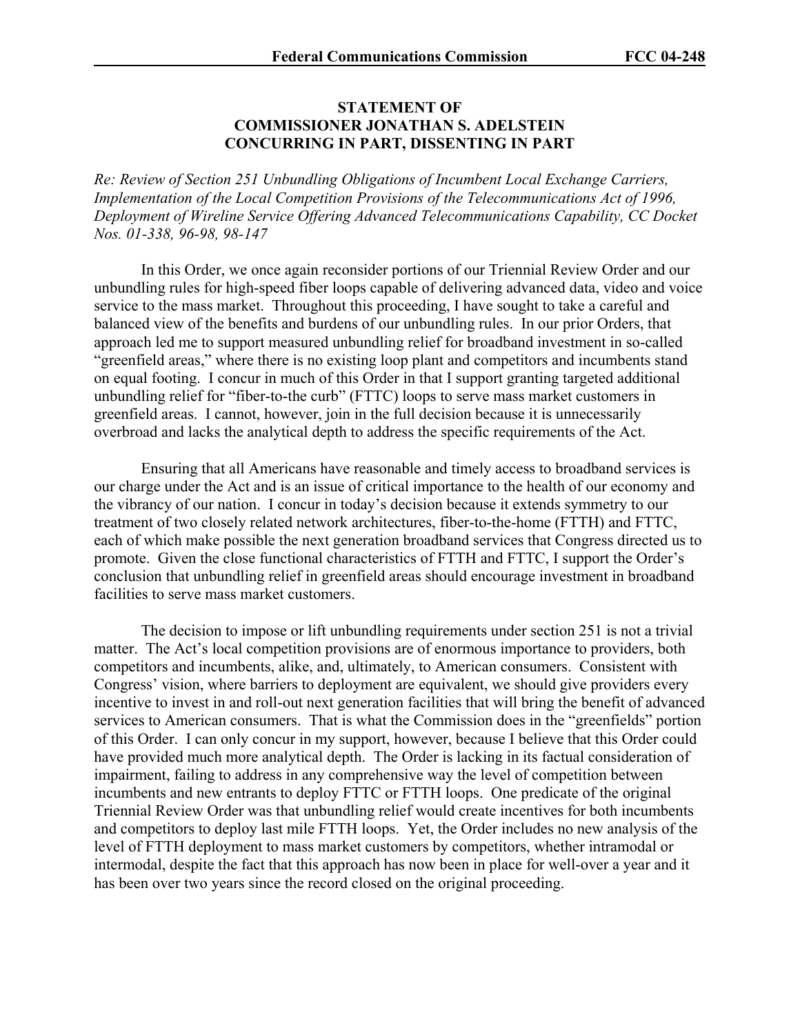## STATEMENT OF COMMISSIONER JONATHAN S. ADELSTEIN CONCURRING IN PART, DISSENTING IN PART

*Re: Review of Section 251 Unbundling Obligations of Incumbent Local Exchange Carriers, Implementation of the Local Competition Provisions of the Telecommunications Act of 1996, Deployment of Wireline Service Offering Advanced Telecommunications Capability, CC Docket Nos. 01-338, 96-98, 98-147*

In this Order, we once again reconsider portions of our Triennial Review Order and our unbundling rules for high-speed fiber loops capable of delivering advanced data, video and voice service to the mass market. Throughout this proceeding, I have sought to take a careful and balanced view of the benefits and burdens of our unbundling rules. In our prior Orders, that approach led me to support measured unbundling relief for broadband investment in so-called "greenfield areas," where there is no existing loop plant and competitors and incumbents stand on equal footing. I concur in much of this Order in that I support granting targeted additional unbundling relief for "fiber-to the curb" (FTTC) loops to serve mass market customers in greenfield areas. I cannot, however, join in the full decision because it is unnecessarily overbroad and lacks the analytical depth to address the specific requirements of the Act.

Ensuring that all Americans have reasonable and timely access to broadband services is our charge under the Act and is an issue of critical importance to the health of our economy and the vibrancy of our nation. I concur in today's decision because it extends symmetry to our treatment of two closely related network architectures, fiber-to-the-home (FTTH) and FTTC, each of which make possible the next generation broadband services that Congress directed us to promote. Given the close functional characteristics of FTTH and FTTC, I support the Order's conclusion that unbundling relief in greenfield areas should encourage investment in broadband facilities to serve mass market customers.

The decision to impose or lift unbundling requirements under section 251 is not a trivial matter. The Act's local competition provisions are of enormous importance to providers, both competitors and incumbents, alike, and, ultimately, to American consumers. Consistent with Congress' vision, where barriers to deployment are equivalent, we should give providers every incentive to invest in and roll-out next generation facilities that will bring the benefit of advanced services to American consumers. That is what the Commission does in the "greenfields" portion of this Order. I can only concur in my support, however, because I believe that this Order could have provided much more analytical depth. The Order is lacking in its factual consideration of impairment, failing to address in any comprehensive way the level of competition between incumbents and new entrants to deploy FTTC or FTTH loops. One predicate of the original Triennial Review Order was that unbundling relief would create incentives for both incumbents and competitors to deploy last mile FTTH loops. Yet, the Order includes no new analysis of the level of FTTH deployment to mass market customers by competitors, whether intramodal or intermodal, despite the fact that this approach has now been in place for well-over a year and it has been over two years since the record closed on the original proceeding.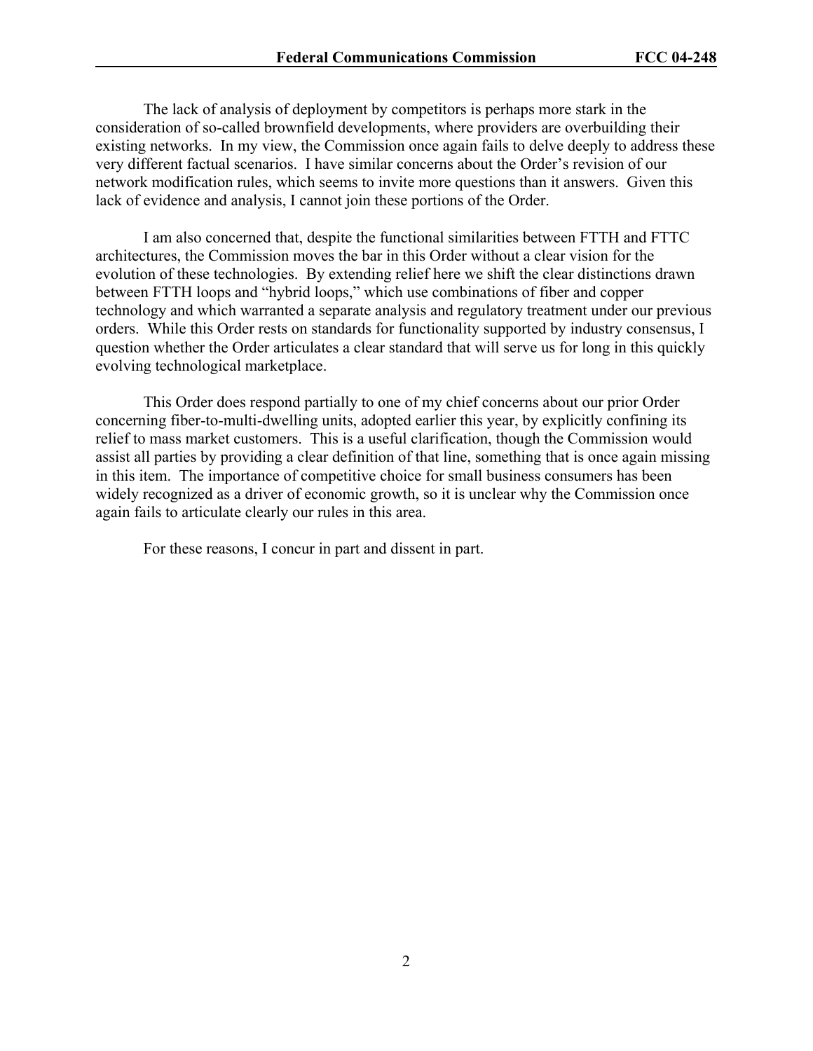The lack of analysis of deployment by competitors is perhaps more stark in the consideration of so-called brownfield developments, where providers are overbuilding their existing networks. In my view, the Commission once again fails to delve deeply to address these very different factual scenarios. I have similar concerns about the Order's revision of our network modification rules, which seems to invite more questions than it answers. Given this lack of evidence and analysis, I cannot join these portions of the Order.

I am also concerned that, despite the functional similarities between FTTH and FTTC architectures, the Commission moves the bar in this Order without a clear vision for the evolution of these technologies. By extending relief here we shift the clear distinctions drawn between FTTH loops and "hybrid loops," which use combinations of fiber and copper technology and which warranted a separate analysis and regulatory treatment under our previous orders. While this Order rests on standards for functionality supported by industry consensus, I question whether the Order articulates a clear standard that will serve us for long in this quickly evolving technological marketplace.

This Order does respond partially to one of my chief concerns about our prior Order concerning fiber-to-multi-dwelling units, adopted earlier this year, by explicitly confining its relief to mass market customers. This is a useful clarification, though the Commission would assist all parties by providing a clear definition of that line, something that is once again missing in this item. The importance of competitive choice for small business consumers has been widely recognized as a driver of economic growth, so it is unclear why the Commission once again fails to articulate clearly our rules in this area.

For these reasons, I concur in part and dissent in part.